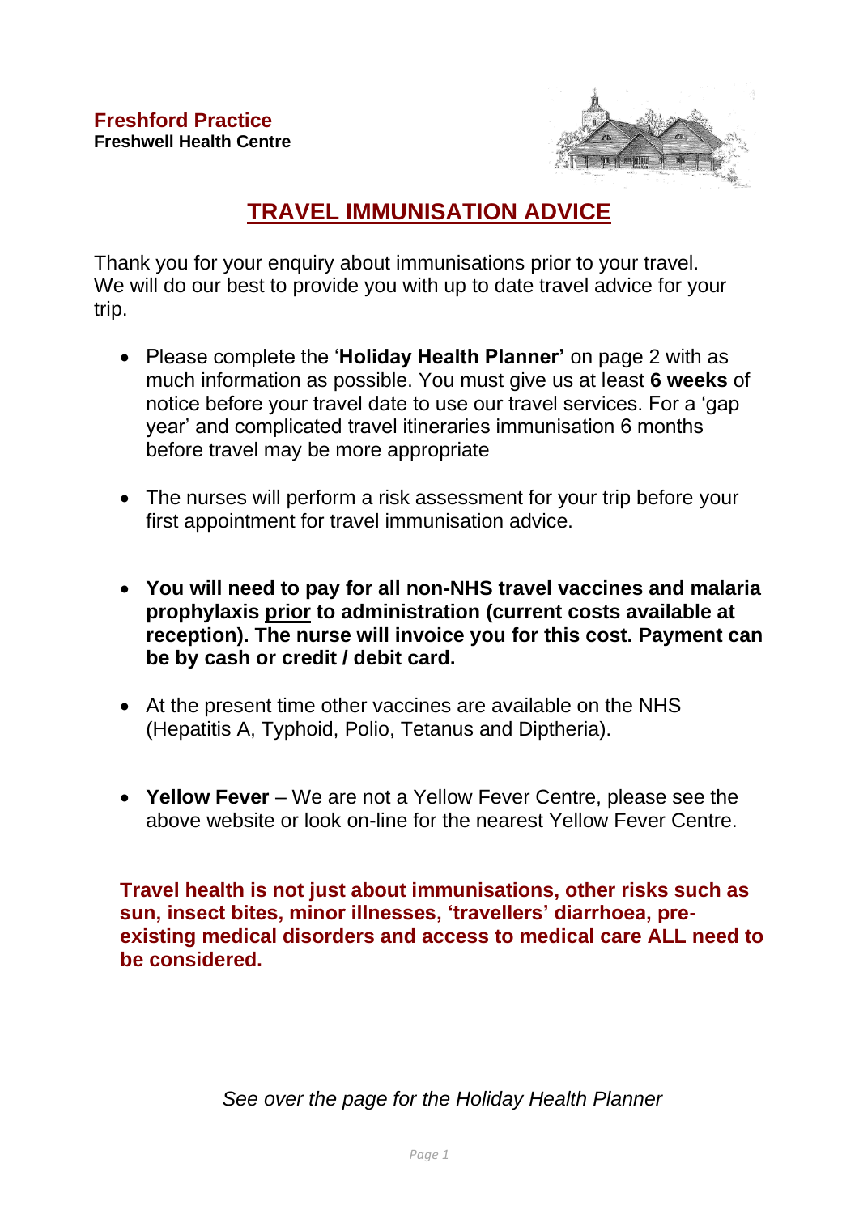**Freshford Practice**
**Freshwell Health Centre**

# TRAVEL IMMUNISATION ADVICE

Thank you for your enquiry about immunisations prior to your travel. We will do our best to provide you with up to date travel advice for your trip.

- Please complete the '**Holiday Health Planner'** on page 2 with as much information as possible. You must give us at least **6 weeks** of notice before your travel date to use our travel services. For a 'gap year' and complicated travel itineraries immunisation 6 months before travel may be more appropriate

- The nurses will perform a risk assessment for your trip before your first appointment for travel immunisation advice.

- **You will need to pay for all non-NHS travel vaccines and malaria prophylaxis <u>prior</u> to administration (current costs available at reception). The nurse will invoice you for this cost. Payment can be by cash or credit / debit card.**

- At the present time other vaccines are available on the NHS (Hepatitis A, Typhoid, Polio, Tetanus and Diptheria).

- **Yellow Fever** – We are not a Yellow Fever Centre, please see the above website or look on-line for the nearest Yellow Fever Centre.

**Travel health is not just about immunisations, other risks such as sun, insect bites, minor illnesses, 'travellers' diarrhoea, pre-existing medical disorders and access to medical care ALL need to be considered.**

*See over the page for the Holiday Health Planner*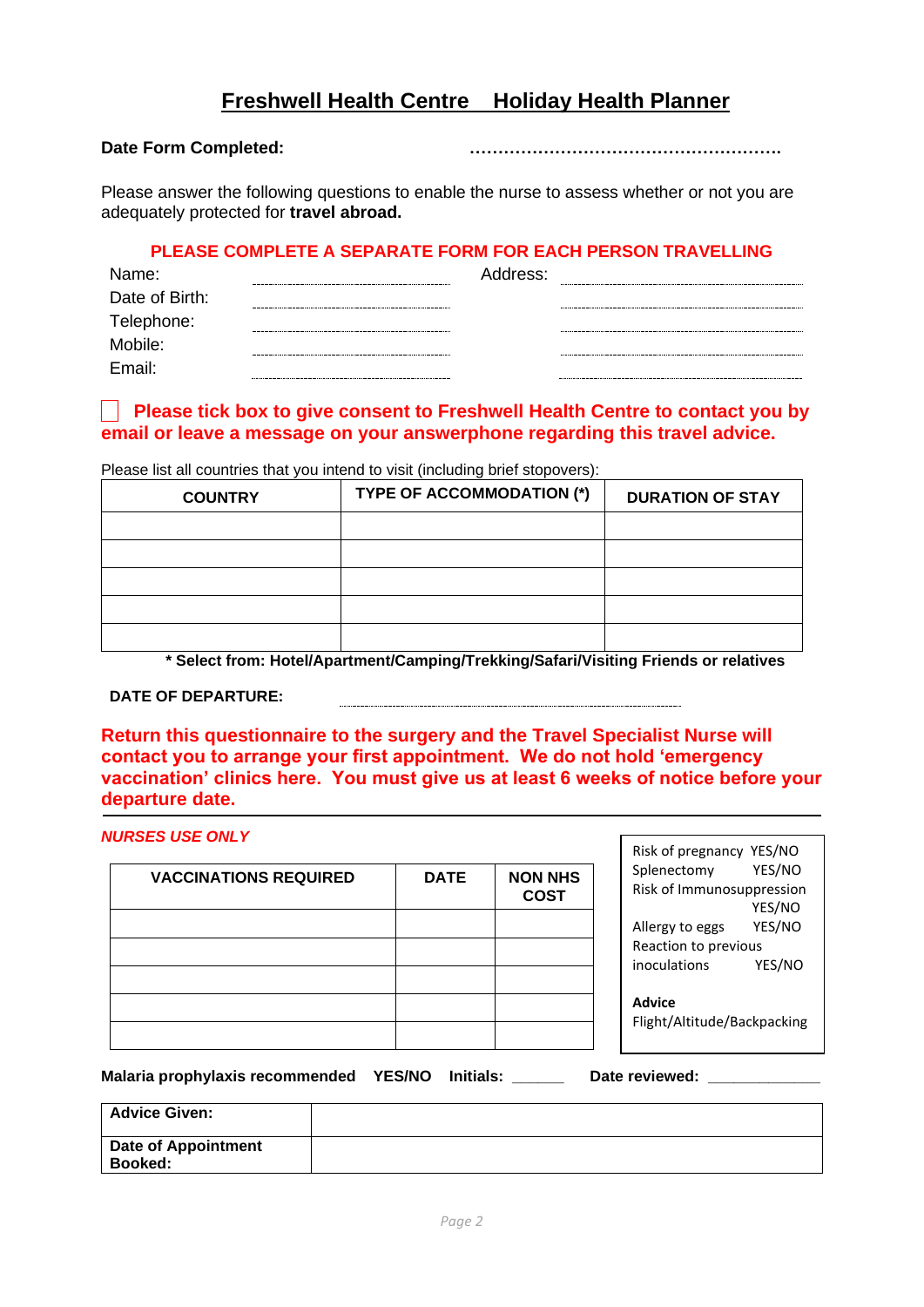# Freshwell Health Centre    Holiday Health Planner

**Date Form Completed:** ……………………………………………….

Please answer the following questions to enable the nurse to assess whether or not you are adequately protected for **travel abroad.**

**PLEASE COMPLETE A SEPARATE FORM FOR EACH PERSON TRAVELLING**

| | | | |
|---|---|---|---|
| Name: | | Address: | |
| Date of Birth: | | | |
| Telephone: | | | |
| Mobile: | | | |
| Email: | | | |

☐ **Please tick box to give consent to Freshwell Health Centre to contact you by email or leave a message on your answerphone regarding this travel advice.**

Please list all countries that you intend to visit (including brief stopovers):

| COUNTRY | TYPE OF ACCOMMODATION (*) | DURATION OF STAY |
|---|---|---|
| | | |
| | | |
| | | |
| | | |
| | | |

**\* Select from: Hotel/Apartment/Camping/Trekking/Safari/Visiting Friends or relatives**

**DATE OF DEPARTURE:** ……………………………………

**Return this questionnaire to the surgery and the Travel Specialist Nurse will contact you to arrange your first appointment. We do not hold 'emergency vaccination' clinics here. You must give us at least 6 weeks of notice before your departure date.**

***NURSES USE ONLY***

| VACCINATIONS REQUIRED | DATE | NON NHS COST |
|---|---|---|
| | | |
| | | |
| | | |
| | | |
| | | |

Risk of pregnancy YES/NO
Splenectomy YES/NO
Risk of Immunosuppression YES/NO
Allergy to eggs YES/NO
Reaction to previous inoculations YES/NO

**Advice**
Flight/Altitude/Backpacking

**Malaria prophylaxis recommended YES/NO Initials:** ______ **Date reviewed:** _____________

| | |
|---|---|
| **Advice Given:** | |
| **Date of Appointment Booked:** | |